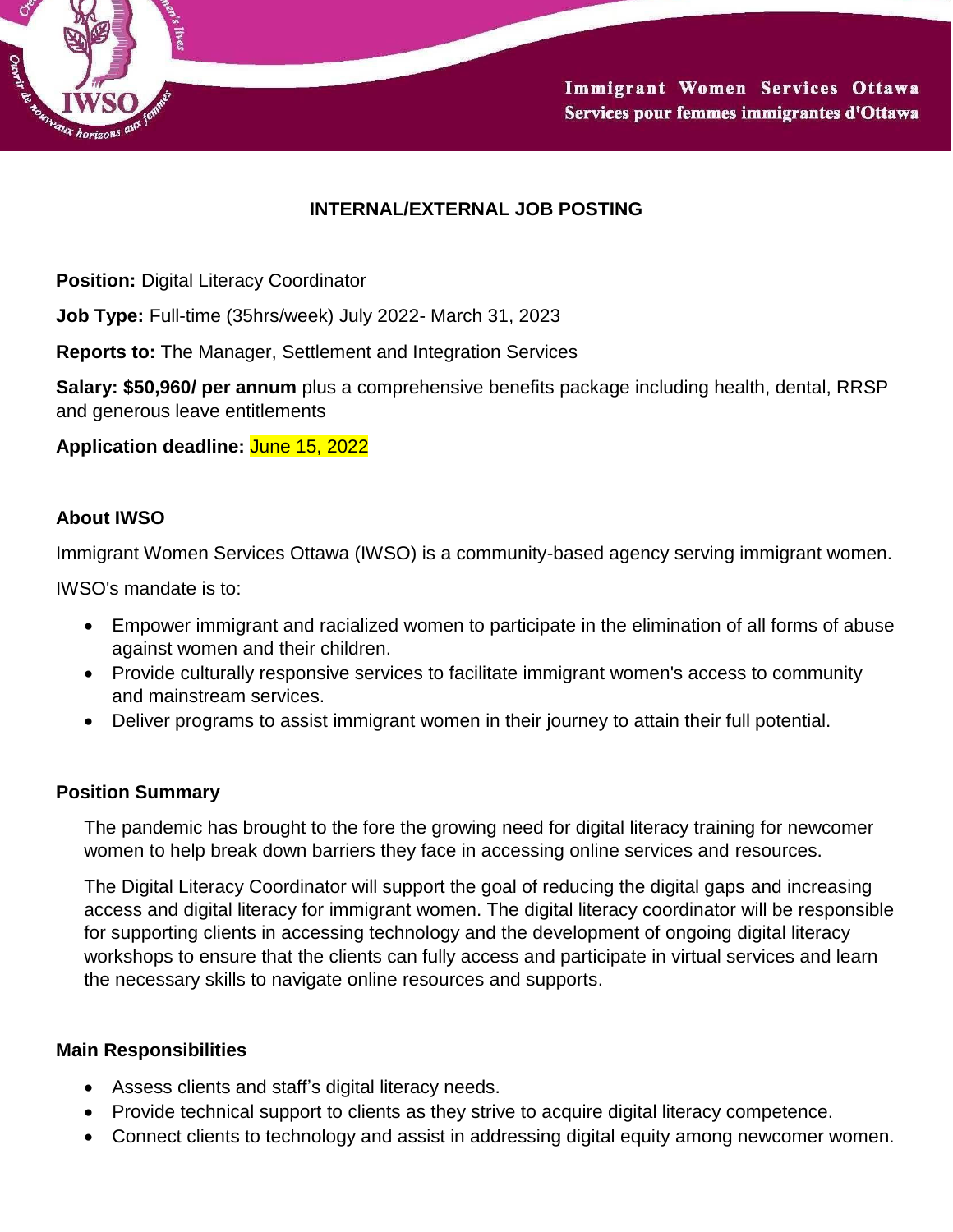Immigrant Women Services Ottawa
Services pour femmes immigrantes d'Ottawa

## INTERNAL/EXTERNAL JOB POSTING

**Position:** Digital Literacy Coordinator

**Job Type:** Full-time (35hrs/week) July 2022- March 31, 2023

**Reports to:** The Manager, Settlement and Integration Services

**Salary: $50,960/ per annum** plus a comprehensive benefits package including health, dental, RRSP and generous leave entitlements

**Application deadline:** June 15, 2022

### About IWSO

Immigrant Women Services Ottawa (IWSO) is a community-based agency serving immigrant women.

IWSO's mandate is to:

- Empower immigrant and racialized women to participate in the elimination of all forms of abuse against women and their children.
- Provide culturally responsive services to facilitate immigrant women's access to community and mainstream services.
- Deliver programs to assist immigrant women in their journey to attain their full potential.

### Position Summary

The pandemic has brought to the fore the growing need for digital literacy training for newcomer women to help break down barriers they face in accessing online services and resources.

The Digital Literacy Coordinator will support the goal of reducing the digital gaps and increasing access and digital literacy for immigrant women. The digital literacy coordinator will be responsible for supporting clients in accessing technology and the development of ongoing digital literacy workshops to ensure that the clients can fully access and participate in virtual services and learn the necessary skills to navigate online resources and supports.

### Main Responsibilities

- Assess clients and staff's digital literacy needs.
- Provide technical support to clients as they strive to acquire digital literacy competence.
- Connect clients to technology and assist in addressing digital equity among newcomer women.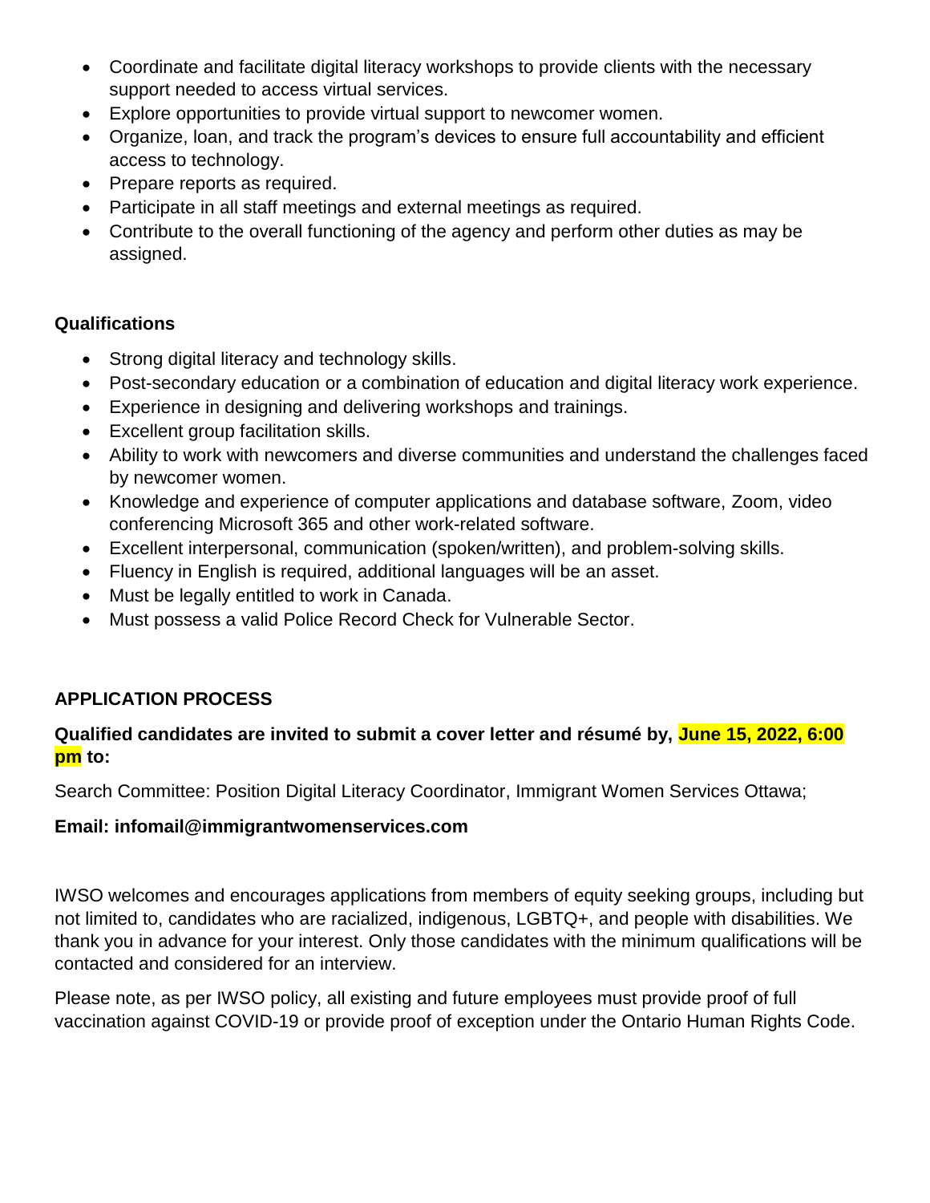- Coordinate and facilitate digital literacy workshops to provide clients with the necessary support needed to access virtual services.
- Explore opportunities to provide virtual support to newcomer women.
- Organize, loan, and track the program's devices to ensure full accountability and efficient access to technology.
- Prepare reports as required.
- Participate in all staff meetings and external meetings as required.
- Contribute to the overall functioning of the agency and perform other duties as may be assigned.

**Qualifications**

- Strong digital literacy and technology skills.
- Post-secondary education or a combination of education and digital literacy work experience.
- Experience in designing and delivering workshops and trainings.
- Excellent group facilitation skills.
- Ability to work with newcomers and diverse communities and understand the challenges faced by newcomer women.
- Knowledge and experience of computer applications and database software, Zoom, video conferencing Microsoft 365 and other work-related software.
- Excellent interpersonal, communication (spoken/written), and problem-solving skills.
- Fluency in English is required, additional languages will be an asset.
- Must be legally entitled to work in Canada.
- Must possess a valid Police Record Check for Vulnerable Sector.

**APPLICATION PROCESS**

**Qualified candidates are invited to submit a cover letter and résumé by, June 15, 2022, 6:00 pm to:**

Search Committee: Position Digital Literacy Coordinator, Immigrant Women Services Ottawa;

**Email: infomail@immigrantwomenservices.com**

IWSO welcomes and encourages applications from members of equity seeking groups, including but not limited to, candidates who are racialized, indigenous, LGBTQ+, and people with disabilities. We thank you in advance for your interest. Only those candidates with the minimum qualifications will be contacted and considered for an interview.

Please note, as per IWSO policy, all existing and future employees must provide proof of full vaccination against COVID-19 or provide proof of exception under the Ontario Human Rights Code.